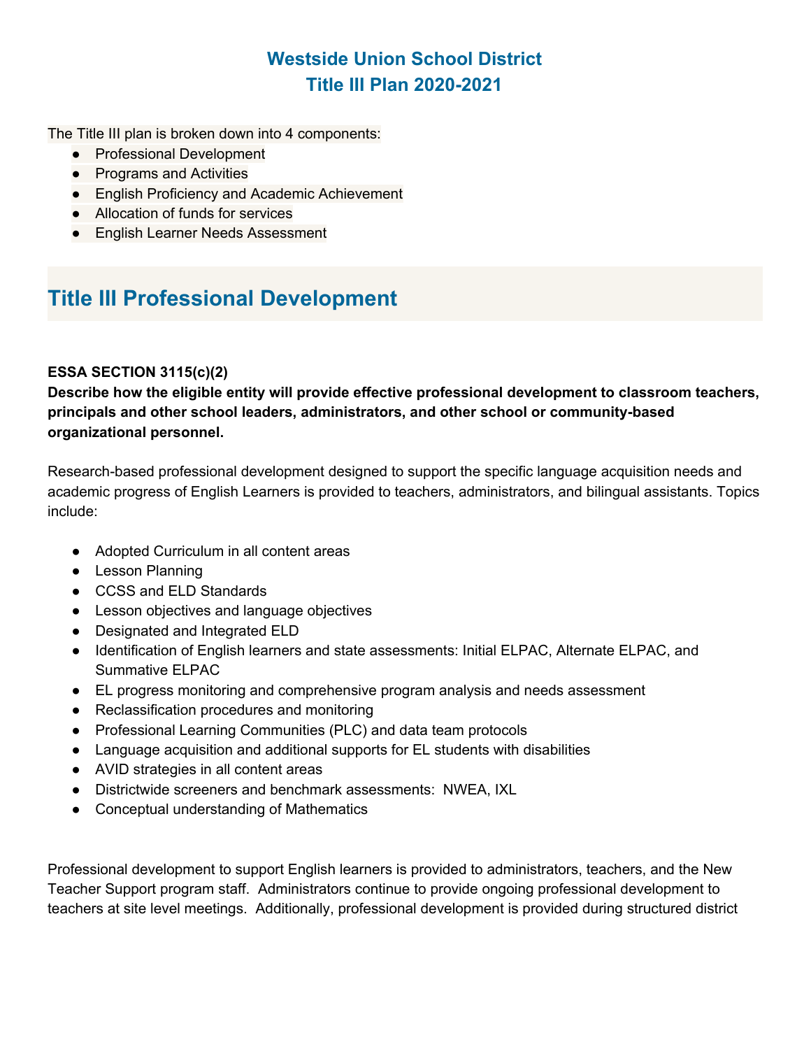# Westside Union School District
# Title III Plan 2020-2021

The Title III plan is broken down into 4 components:

- Professional Development
- Programs and Activities
- English Proficiency and Academic Achievement
- Allocation of funds for services
- English Learner Needs Assessment

## Title III Professional Development

**ESSA SECTION 3115(c)(2)**
**Describe how the eligible entity will provide effective professional development to classroom teachers, principals and other school leaders, administrators, and other school or community-based organizational personnel.**

Research-based professional development designed to support the specific language acquisition needs and academic progress of English Learners is provided to teachers, administrators, and bilingual assistants. Topics include:

- Adopted Curriculum in all content areas
- Lesson Planning
- CCSS and ELD Standards
- Lesson objectives and language objectives
- Designated and Integrated ELD
- Identification of English learners and state assessments: Initial ELPAC, Alternate ELPAC, and Summative ELPAC
- EL progress monitoring and comprehensive program analysis and needs assessment
- Reclassification procedures and monitoring
- Professional Learning Communities (PLC) and data team protocols
- Language acquisition and additional supports for EL students with disabilities
- AVID strategies in all content areas
- Districtwide screeners and benchmark assessments: NWEA, IXL
- Conceptual understanding of Mathematics

Professional development to support English learners is provided to administrators, teachers, and the New Teacher Support program staff. Administrators continue to provide ongoing professional development to teachers at site level meetings. Additionally, professional development is provided during structured district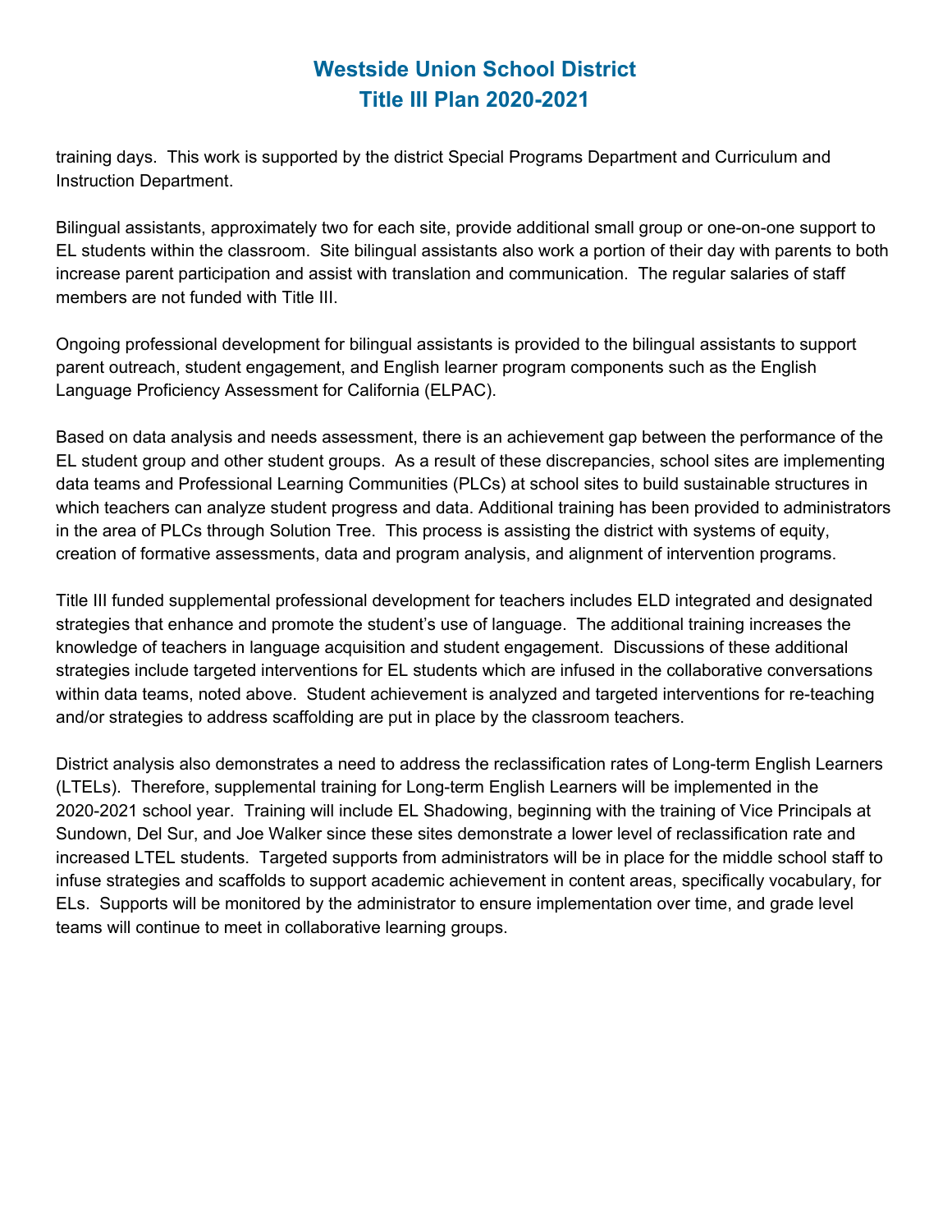training days. This work is supported by the district Special Programs Department and Curriculum and Instruction Department.

Bilingual assistants, approximately two for each site, provide additional small group or one-on-one support to EL students within the classroom. Site bilingual assistants also work a portion of their day with parents to both increase parent participation and assist with translation and communication. The regular salaries of staff members are not funded with Title III.

Ongoing professional development for bilingual assistants is provided to the bilingual assistants to support parent outreach, student engagement, and English learner program components such as the English Language Proficiency Assessment for California (ELPAC).

Based on data analysis and needs assessment, there is an achievement gap between the performance of the EL student group and other student groups. As a result of these discrepancies, school sites are implementing data teams and Professional Learning Communities (PLCs) at school sites to build sustainable structures in which teachers can analyze student progress and data. Additional training has been provided to administrators in the area of PLCs through Solution Tree. This process is assisting the district with systems of equity, creation of formative assessments, data and program analysis, and alignment of intervention programs.

Title III funded supplemental professional development for teachers includes ELD integrated and designated strategies that enhance and promote the student's use of language. The additional training increases the knowledge of teachers in language acquisition and student engagement. Discussions of these additional strategies include targeted interventions for EL students which are infused in the collaborative conversations within data teams, noted above. Student achievement is analyzed and targeted interventions for re-teaching and/or strategies to address scaffolding are put in place by the classroom teachers.

District analysis also demonstrates a need to address the reclassification rates of Long-term English Learners (LTELs). Therefore, supplemental training for Long-term English Learners will be implemented in the 2020-2021 school year. Training will include EL Shadowing, beginning with the training of Vice Principals at Sundown, Del Sur, and Joe Walker since these sites demonstrate a lower level of reclassification rate and increased LTEL students. Targeted supports from administrators will be in place for the middle school staff to infuse strategies and scaffolds to support academic achievement in content areas, specifically vocabulary, for ELs. Supports will be monitored by the administrator to ensure implementation over time, and grade level teams will continue to meet in collaborative learning groups.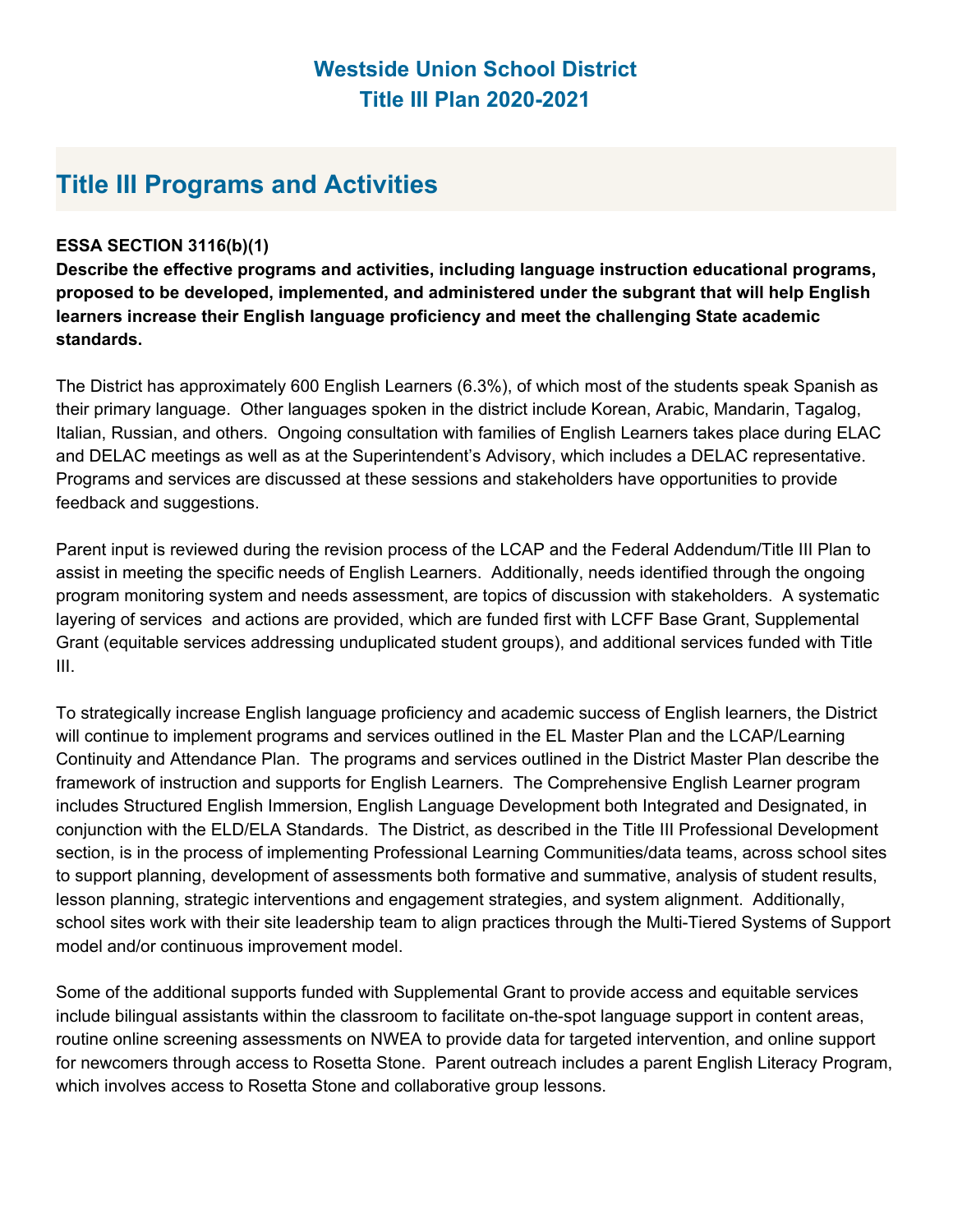# Westside Union School District
# Title III Plan 2020-2021

## Title III Programs and Activities

**ESSA SECTION 3116(b)(1)**
**Describe the effective programs and activities, including language instruction educational programs, proposed to be developed, implemented, and administered under the subgrant that will help English learners increase their English language proficiency and meet the challenging State academic standards.**

The District has approximately 600 English Learners (6.3%), of which most of the students speak Spanish as their primary language. Other languages spoken in the district include Korean, Arabic, Mandarin, Tagalog, Italian, Russian, and others. Ongoing consultation with families of English Learners takes place during ELAC and DELAC meetings as well as at the Superintendent's Advisory, which includes a DELAC representative. Programs and services are discussed at these sessions and stakeholders have opportunities to provide feedback and suggestions.

Parent input is reviewed during the revision process of the LCAP and the Federal Addendum/Title III Plan to assist in meeting the specific needs of English Learners. Additionally, needs identified through the ongoing program monitoring system and needs assessment, are topics of discussion with stakeholders. A systematic layering of services and actions are provided, which are funded first with LCFF Base Grant, Supplemental Grant (equitable services addressing unduplicated student groups), and additional services funded with Title III.

To strategically increase English language proficiency and academic success of English learners, the District will continue to implement programs and services outlined in the EL Master Plan and the LCAP/Learning Continuity and Attendance Plan. The programs and services outlined in the District Master Plan describe the framework of instruction and supports for English Learners. The Comprehensive English Learner program includes Structured English Immersion, English Language Development both Integrated and Designated, in conjunction with the ELD/ELA Standards. The District, as described in the Title III Professional Development section, is in the process of implementing Professional Learning Communities/data teams, across school sites to support planning, development of assessments both formative and summative, analysis of student results, lesson planning, strategic interventions and engagement strategies, and system alignment. Additionally, school sites work with their site leadership team to align practices through the Multi-Tiered Systems of Support model and/or continuous improvement model.

Some of the additional supports funded with Supplemental Grant to provide access and equitable services include bilingual assistants within the classroom to facilitate on-the-spot language support in content areas, routine online screening assessments on NWEA to provide data for targeted intervention, and online support for newcomers through access to Rosetta Stone. Parent outreach includes a parent English Literacy Program, which involves access to Rosetta Stone and collaborative group lessons.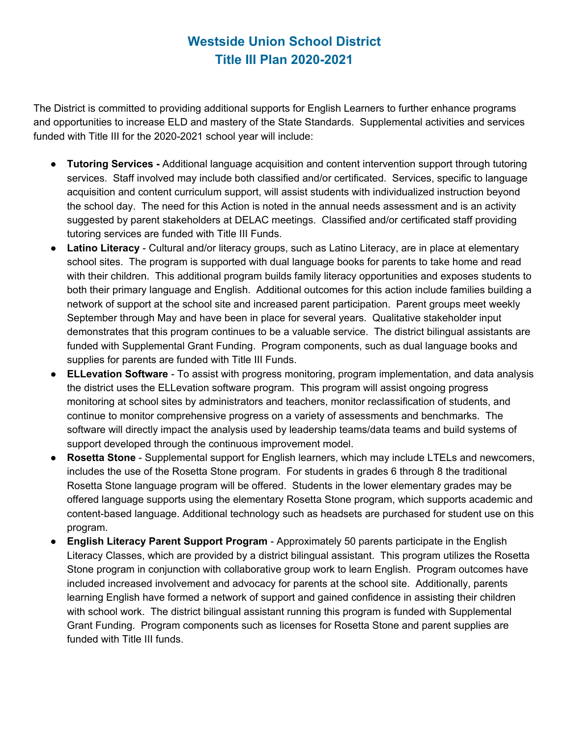# Westside Union School District
# Title III Plan 2020-2021

The District is committed to providing additional supports for English Learners to further enhance programs and opportunities to increase ELD and mastery of the State Standards. Supplemental activities and services funded with Title III for the 2020-2021 school year will include:

- **Tutoring Services -** Additional language acquisition and content intervention support through tutoring services. Staff involved may include both classified and/or certificated. Services, specific to language acquisition and content curriculum support, will assist students with individualized instruction beyond the school day. The need for this Action is noted in the annual needs assessment and is an activity suggested by parent stakeholders at DELAC meetings. Classified and/or certificated staff providing tutoring services are funded with Title III Funds.
- **Latino Literacy** - Cultural and/or literacy groups, such as Latino Literacy, are in place at elementary school sites. The program is supported with dual language books for parents to take home and read with their children. This additional program builds family literacy opportunities and exposes students to both their primary language and English. Additional outcomes for this action include families building a network of support at the school site and increased parent participation. Parent groups meet weekly September through May and have been in place for several years. Qualitative stakeholder input demonstrates that this program continues to be a valuable service. The district bilingual assistants are funded with Supplemental Grant Funding. Program components, such as dual language books and supplies for parents are funded with Title III Funds.
- **ELLevation Software** - To assist with progress monitoring, program implementation, and data analysis the district uses the ELLevation software program. This program will assist ongoing progress monitoring at school sites by administrators and teachers, monitor reclassification of students, and continue to monitor comprehensive progress on a variety of assessments and benchmarks. The software will directly impact the analysis used by leadership teams/data teams and build systems of support developed through the continuous improvement model.
- **Rosetta Stone** - Supplemental support for English learners, which may include LTELs and newcomers, includes the use of the Rosetta Stone program. For students in grades 6 through 8 the traditional Rosetta Stone language program will be offered. Students in the lower elementary grades may be offered language supports using the elementary Rosetta Stone program, which supports academic and content-based language. Additional technology such as headsets are purchased for student use on this program.
- **English Literacy Parent Support Program** - Approximately 50 parents participate in the English Literacy Classes, which are provided by a district bilingual assistant. This program utilizes the Rosetta Stone program in conjunction with collaborative group work to learn English. Program outcomes have included increased involvement and advocacy for parents at the school site. Additionally, parents learning English have formed a network of support and gained confidence in assisting their children with school work. The district bilingual assistant running this program is funded with Supplemental Grant Funding. Program components such as licenses for Rosetta Stone and parent supplies are funded with Title III funds.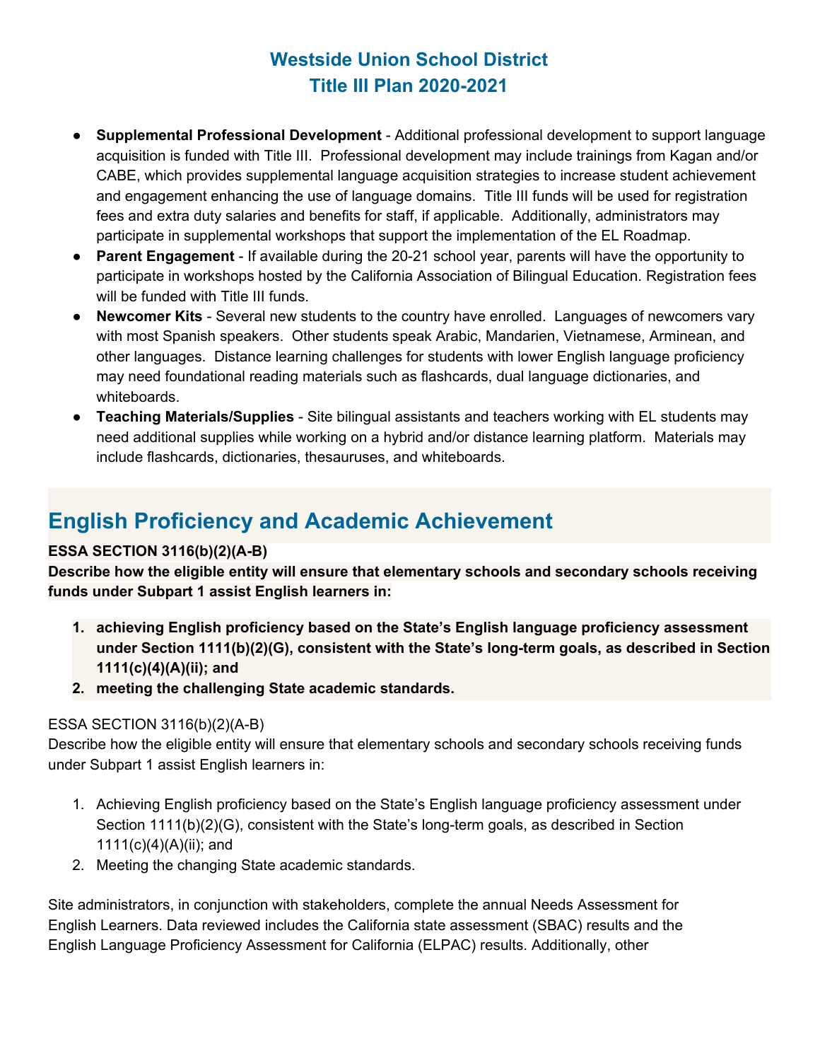# Westside Union School District
# Title III Plan 2020-2021

- **Supplemental Professional Development** - Additional professional development to support language acquisition is funded with Title III. Professional development may include trainings from Kagan and/or CABE, which provides supplemental language acquisition strategies to increase student achievement and engagement enhancing the use of language domains. Title III funds will be used for registration fees and extra duty salaries and benefits for staff, if applicable. Additionally, administrators may participate in supplemental workshops that support the implementation of the EL Roadmap.
- **Parent Engagement** - If available during the 20-21 school year, parents will have the opportunity to participate in workshops hosted by the California Association of Bilingual Education. Registration fees will be funded with Title III funds.
- **Newcomer Kits** - Several new students to the country have enrolled. Languages of newcomers vary with most Spanish speakers. Other students speak Arabic, Mandarien, Vietnamese, Arminean, and other languages. Distance learning challenges for students with lower English language proficiency may need foundational reading materials such as flashcards, dual language dictionaries, and whiteboards.
- **Teaching Materials/Supplies** - Site bilingual assistants and teachers working with EL students may need additional supplies while working on a hybrid and/or distance learning platform. Materials may include flashcards, dictionaries, thesauruses, and whiteboards.

## English Proficiency and Academic Achievement

**ESSA SECTION 3116(b)(2)(A-B)**

**Describe how the eligible entity will ensure that elementary schools and secondary schools receiving funds under Subpart 1 assist English learners in:**

1. **achieving English proficiency based on the State's English language proficiency assessment under Section 1111(b)(2)(G), consistent with the State's long-term goals, as described in Section 1111(c)(4)(A)(ii); and**
2. **meeting the challenging State academic standards.**

ESSA SECTION 3116(b)(2)(A-B)

Describe how the eligible entity will ensure that elementary schools and secondary schools receiving funds under Subpart 1 assist English learners in:

1. Achieving English proficiency based on the State's English language proficiency assessment under Section 1111(b)(2)(G), consistent with the State's long-term goals, as described in Section 1111(c)(4)(A)(ii); and
2. Meeting the changing State academic standards.

Site administrators, in conjunction with stakeholders, complete the annual Needs Assessment for English Learners. Data reviewed includes the California state assessment (SBAC) results and the English Language Proficiency Assessment for California (ELPAC) results. Additionally, other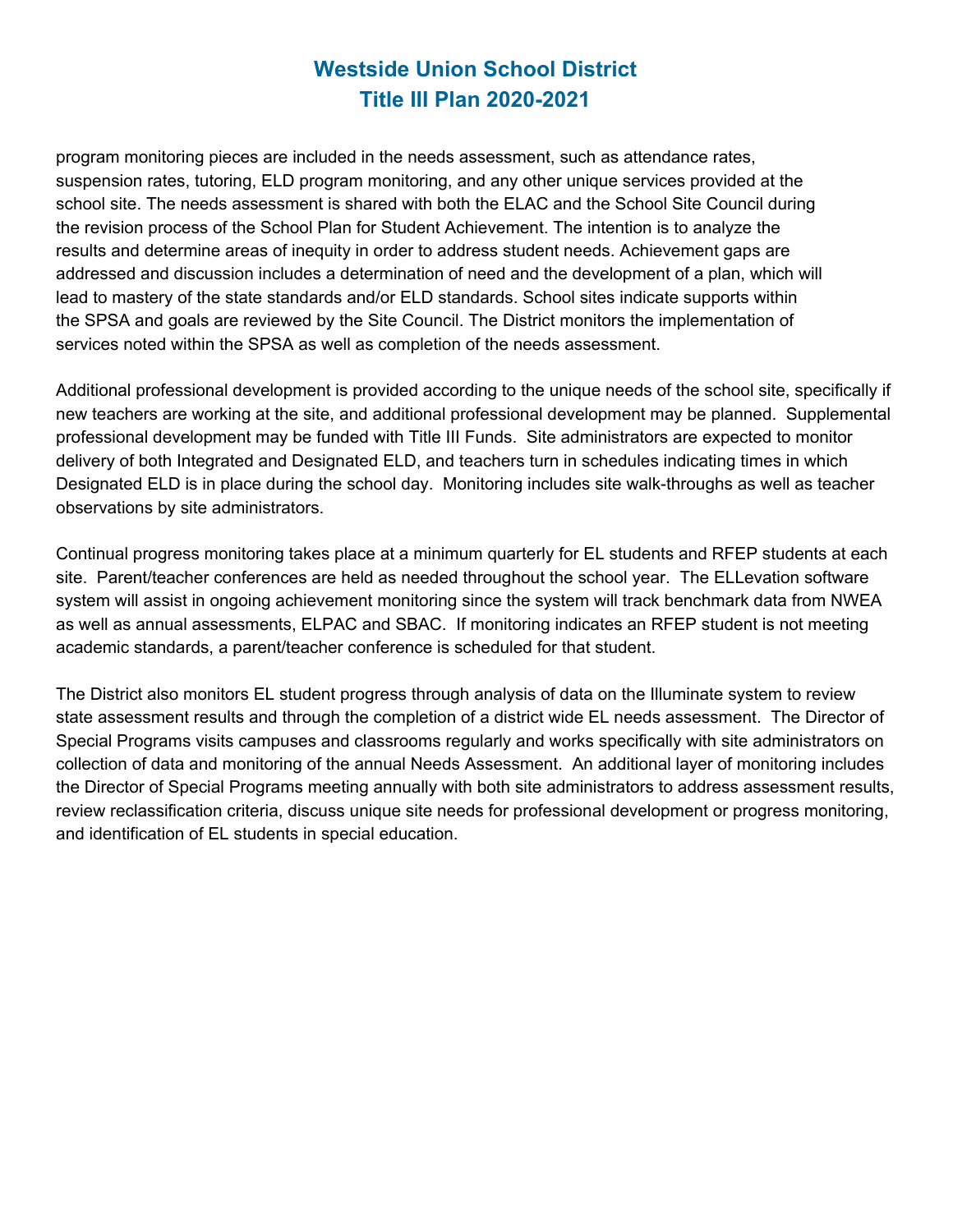program monitoring pieces are included in the needs assessment, such as attendance rates, suspension rates, tutoring, ELD program monitoring, and any other unique services provided at the school site. The needs assessment is shared with both the ELAC and the School Site Council during the revision process of the School Plan for Student Achievement. The intention is to analyze the results and determine areas of inequity in order to address student needs. Achievement gaps are addressed and discussion includes a determination of need and the development of a plan, which will lead to mastery of the state standards and/or ELD standards. School sites indicate supports within the SPSA and goals are reviewed by the Site Council. The District monitors the implementation of services noted within the SPSA as well as completion of the needs assessment.

Additional professional development is provided according to the unique needs of the school site, specifically if new teachers are working at the site, and additional professional development may be planned. Supplemental professional development may be funded with Title III Funds. Site administrators are expected to monitor delivery of both Integrated and Designated ELD, and teachers turn in schedules indicating times in which Designated ELD is in place during the school day. Monitoring includes site walk-throughs as well as teacher observations by site administrators.

Continual progress monitoring takes place at a minimum quarterly for EL students and RFEP students at each site. Parent/teacher conferences are held as needed throughout the school year. The ELLevation software system will assist in ongoing achievement monitoring since the system will track benchmark data from NWEA as well as annual assessments, ELPAC and SBAC. If monitoring indicates an RFEP student is not meeting academic standards, a parent/teacher conference is scheduled for that student.

The District also monitors EL student progress through analysis of data on the Illuminate system to review state assessment results and through the completion of a district wide EL needs assessment. The Director of Special Programs visits campuses and classrooms regularly and works specifically with site administrators on collection of data and monitoring of the annual Needs Assessment. An additional layer of monitoring includes the Director of Special Programs meeting annually with both site administrators to address assessment results, review reclassification criteria, discuss unique site needs for professional development or progress monitoring, and identification of EL students in special education.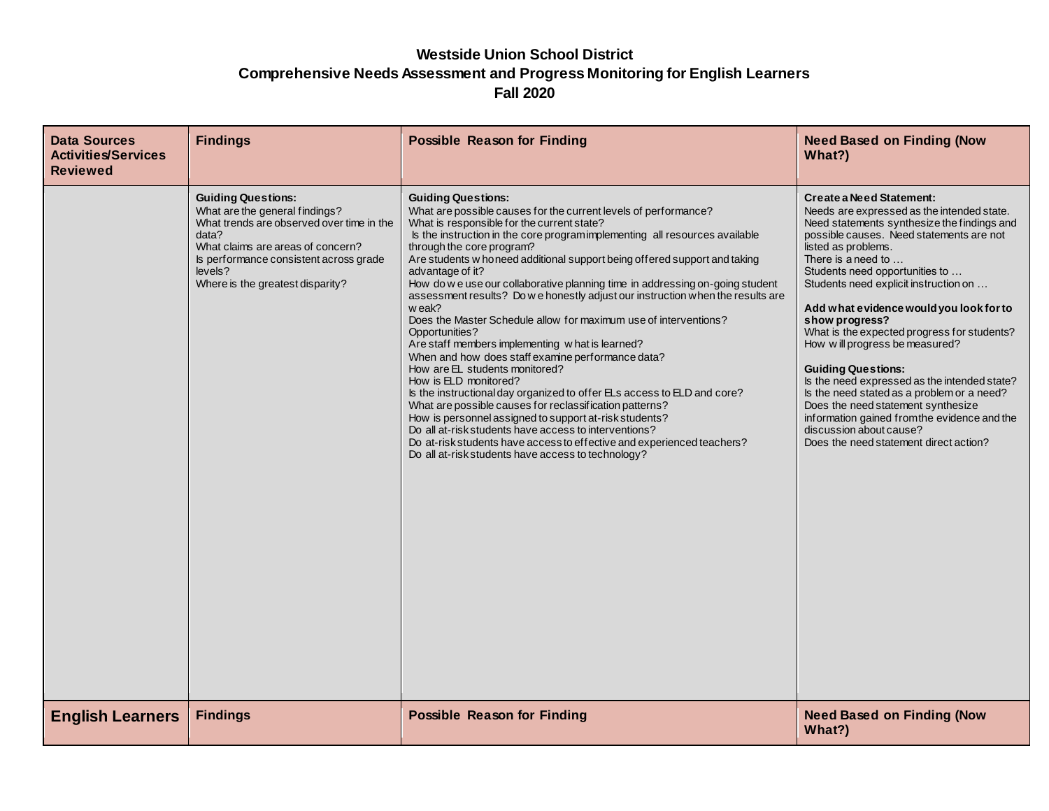**Westside Union School District**
**Comprehensive Needs Assessment and Progress Monitoring for English Learners**
**Fall 2020**

| Data Sources Activities/Services Reviewed | Findings | Possible Reason for Finding | Need Based on Finding (Now What?) |
|---|---|---|---|
| | **Guiding Questions:**<br>What are the general findings?<br>What trends are observed over time in the data?<br>What claims are areas of concern?<br>Is performance consistent across grade levels?<br>Where is the greatest disparity? | **Guiding Questions:**<br>What are possible causes for the current levels of performance?<br>What is responsible for the current state?<br>Is the instruction in the core program implementing all resources available through the core program?<br>Are students who need additional support being offered support and taking advantage of it?<br>How do we use our collaborative planning time in addressing on-going student assessment results? Do we honestly adjust our instruction when the results are weak?<br>Does the Master Schedule allow for maximum use of interventions? Opportunities?<br>Are staff members implementing what is learned?<br>When and how does staff examine performance data?<br>How are EL students monitored?<br>How is ELD monitored?<br>Is the instructional day organized to offer ELs access to ELD and core?<br>What are possible causes for reclassification patterns?<br>How is personnel assigned to support at-risk students?<br>Do all at-risk students have access to interventions?<br>Do at-risk students have access to effective and experienced teachers?<br>Do all at-risk students have access to technology? | **Create a Need Statement:**<br>Needs are expressed as the intended state. Need statements synthesize the findings and possible causes. Need statements are not listed as problems.<br>There is a need to …<br>Students need opportunities to …<br>Students need explicit instruction on …<br><br>**Add what evidence would you look for to show progress?**<br>What is the expected progress for students?<br>How will progress be measured?<br><br>**Guiding Questions:**<br>Is the need expressed as the intended state?<br>Is the need stated as a problem or a need?<br>Does the need statement synthesize information gained from the evidence and the discussion about cause?<br>Does the need statement direct action? |
| **English Learners** | **Findings** | **Possible Reason for Finding** | **Need Based on Finding (Now What?)** |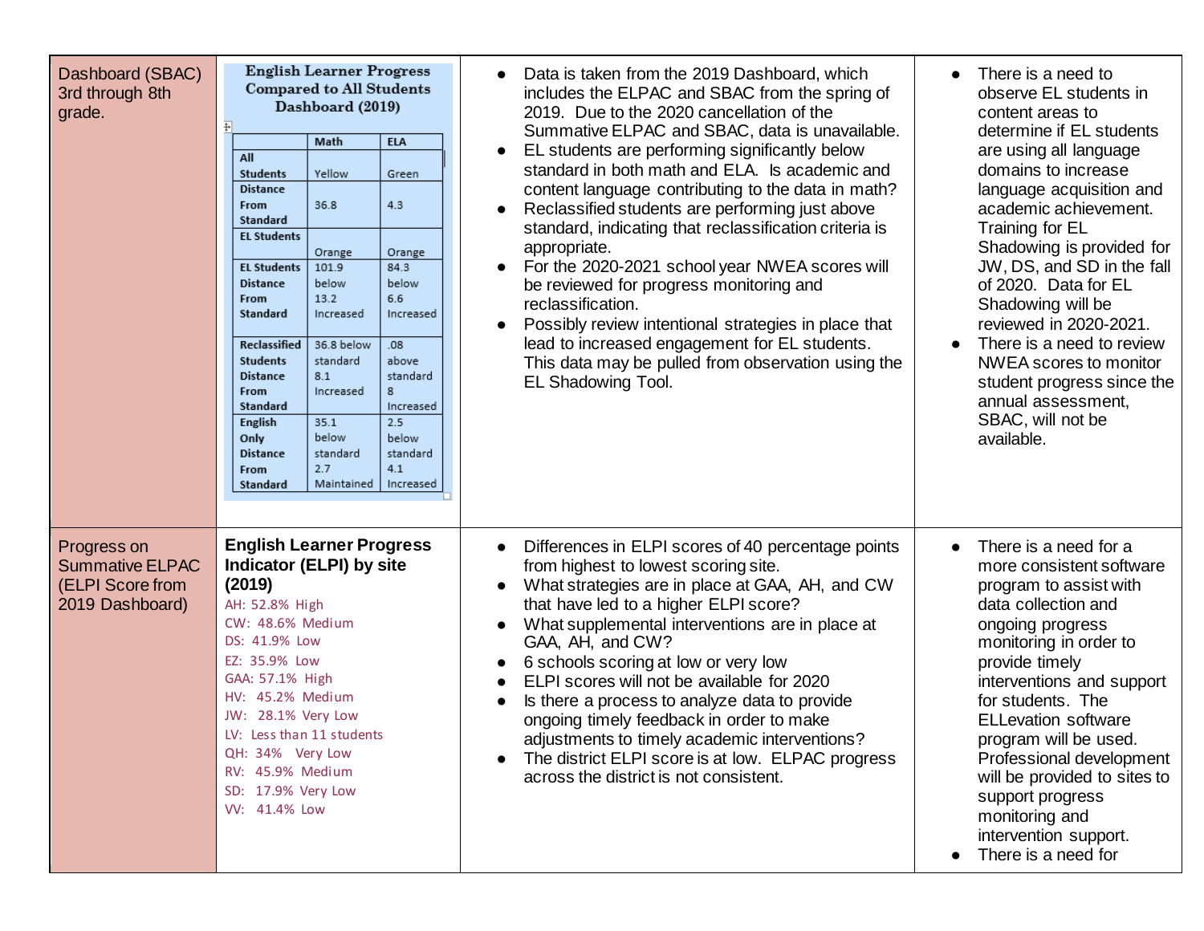| Dashboard (SBAC) 3rd through 8th grade. | **English Learner Progress Compared to All Students Dashboard (2019)**<br><br>\| \| Math \| ELA \|<br>\|---\|---\|---\|<br>\| **All Students** \| Yellow \| Green \|<br>\| **Distance From Standard** \| 36.8 \| 4.3 \|<br>\| **EL Students** \| Orange \| Orange \|<br>\| **EL Students Distance From Standard** \| 101.9 below 13.2 Increased \| 84.3 below 6.6 Increased \|<br>\| **Reclassified Students Distance From Standard** \| 36.8 below standard 8.1 Increased \| .08 above standard 8 Increased \|<br>\| **English Only Distance From Standard** \| 35.1 below standard 2.7 Maintained \| 2.5 below standard 4.1 Increased \| | • Data is taken from the 2019 Dashboard, which includes the ELPAC and SBAC from the spring of 2019. Due to the 2020 cancellation of the Summative ELPAC and SBAC, data is unavailable.<br>• EL students are performing significantly below standard in both math and ELA. Is academic and content language contributing to the data in math?<br>• Reclassified students are performing just above standard, indicating that reclassification criteria is appropriate.<br>• For the 2020-2021 school year NWEA scores will be reviewed for progress monitoring and reclassification.<br>• Possibly review intentional strategies in place that lead to increased engagement for EL students. This data may be pulled from observation using the EL Shadowing Tool. | • There is a need to observe EL students in content areas to determine if EL students are using all language domains to increase language acquisition and academic achievement. Training for EL Shadowing is provided for JW, DS, and SD in the fall of 2020. Data for EL Shadowing will be reviewed in 2020-2021.<br>• There is a need to review NWEA scores to monitor student progress since the annual assessment, SBAC, will not be available. |
|---|---|---|---|
| Progress on Summative ELPAC (ELPI Score from 2019 Dashboard) | **English Learner Progress Indicator (ELPI) by site (2019)**<br>AH: 52.8% High<br>CW: 48.6% Medium<br>DS: 41.9% Low<br>EZ: 35.9% Low<br>GAA: 57.1% High<br>HV: 45.2% Medium<br>JW: 28.1% Very Low<br>LV: Less than 11 students<br>QH: 34% Very Low<br>RV: 45.9% Medium<br>SD: 17.9% Very Low<br>VV: 41.4% Low | • Differences in ELPI scores of 40 percentage points from highest to lowest scoring site.<br>• What strategies are in place at GAA, AH, and CW that have led to a higher ELPI score?<br>• What supplemental interventions are in place at GAA, AH, and CW?<br>• 6 schools scoring at low or very low<br>• ELPI scores will not be available for 2020<br>• Is there a process to analyze data to provide ongoing timely feedback in order to make adjustments to timely academic interventions?<br>• The district ELPI score is at low. ELPAC progress across the district is not consistent. | • There is a need for a more consistent software program to assist with data collection and ongoing progress monitoring in order to provide timely interventions and support for students. The ELLevation software program will be used. Professional development will be provided to sites to support progress monitoring and intervention support.<br>• There is a need for |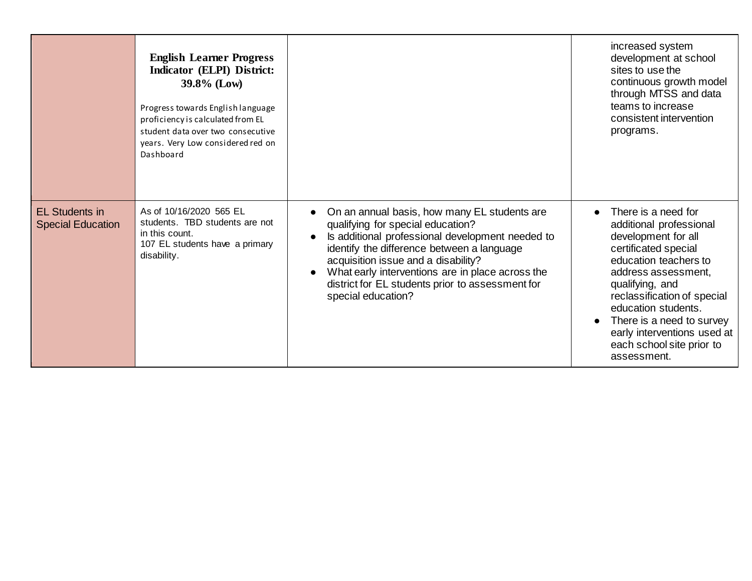| | | | |
|---|---|---|---|
| | **English Learner Progress Indicator (ELPI) District: 39.8% (Low)**<br><br>Progress towards English language proficiency is calculated from EL student data over two consecutive years. Very Low considered red on Dashboard | | increased system development at school sites to use the continuous growth model through MTSS and data teams to increase consistent intervention programs. |
| EL Students in Special Education | As of 10/16/2020 565 EL students. TBD students are not in this count.<br>107 EL students have a primary disability. | • On an annual basis, how many EL students are qualifying for special education?<br>• Is additional professional development needed to identify the difference between a language acquisition issue and a disability?<br>• What early interventions are in place across the district for EL students prior to assessment for special education? | • There is a need for additional professional development for all certificated special education teachers to address assessment, qualifying, and reclassification of special education students.<br>• There is a need to survey early interventions used at each school site prior to assessment. |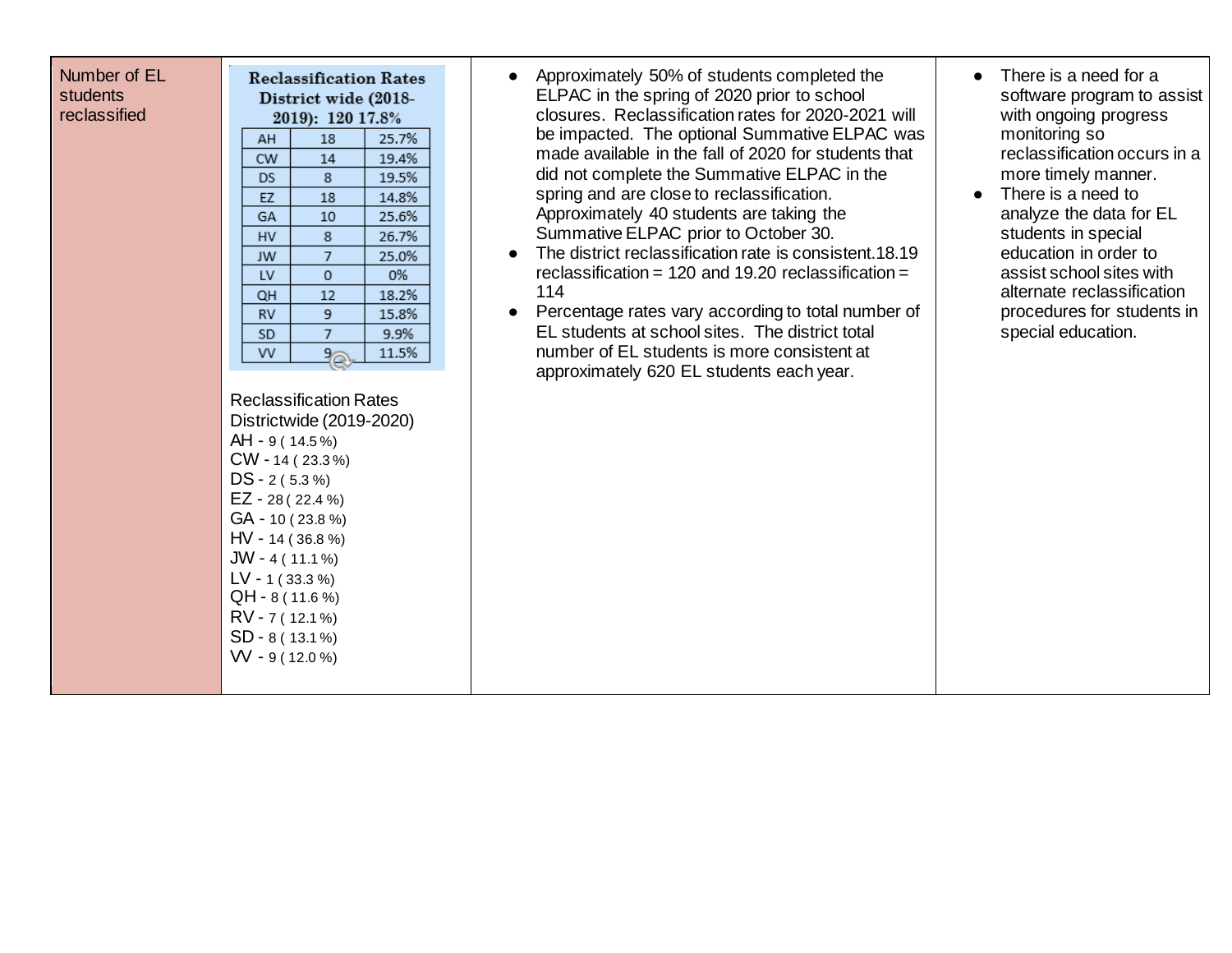| Number of EL students reclassified | **Reclassification Rates District wide (2018-2019): 120 17.8%**<br><br>AH 18 25.7%<br>CW 14 19.4%<br>DS 8 19.5%<br>EZ 18 14.8%<br>GA 10 25.6%<br>HV 8 26.7%<br>JW 7 25.0%<br>LV 0 0%<br>QH 12 18.2%<br>RV 9 15.8%<br>SD 7 9.9%<br>VV 9 11.5%<br><br>Reclassification Rates Districtwide (2019-2020)<br>AH - 9 ( 14.5 %)<br>CW - 14 ( 23.3 %)<br>DS - 2 ( 5.3 %)<br>EZ - 28 ( 22.4 %)<br>GA - 10 ( 23.8 %)<br>HV - 14 ( 36.8 %)<br>JW - 4 ( 11.1 %)<br>LV - 1 ( 33.3 %)<br>QH - 8 ( 11.6 %)<br>RV - 7 ( 12.1 %)<br>SD - 8 ( 13.1 %)<br>VV - 9 ( 12.0 %) | ● Approximately 50% of students completed the ELPAC in the spring of 2020 prior to school closures. Reclassification rates for 2020-2021 will be impacted. The optional Summative ELPAC was made available in the fall of 2020 for students that did not complete the Summative ELPAC in the spring and are close to reclassification. Approximately 40 students are taking the Summative ELPAC prior to October 30.<br>● The district reclassification rate is consistent.18.19 reclassification = 120 and 19.20 reclassification = 114<br>● Percentage rates vary according to total number of EL students at school sites. The district total number of EL students is more consistent at approximately 620 EL students each year. | ● There is a need for a software program to assist with ongoing progress monitoring so reclassification occurs in a more timely manner.<br>● There is a need to analyze the data for EL students in special education in order to assist school sites with alternate reclassification procedures for students in special education. |
|---|---|---|---|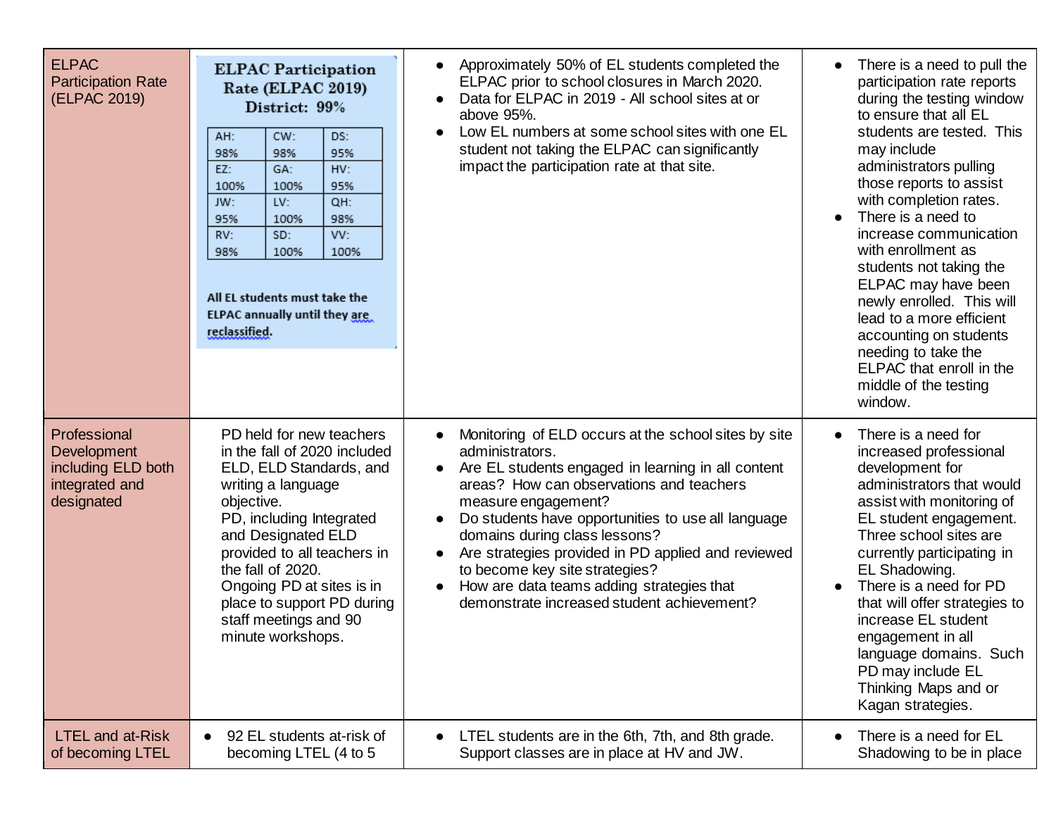| ELPAC Participation Rate (ELPAC 2019) | **ELPAC Participation Rate (ELPAC 2019) District: 99%**<br><br>AH: 98% \| CW: 98% \| DS: 95%<br>EZ: 100% \| GA: 100% \| HV: 95%<br>JW: 95% \| LV: 100% \| QH: 98%<br>RV: 98% \| SD: 100% \| VV: 100%<br><br>**All EL students must take the ELPAC annually until they are reclassified.** | ● Approximately 50% of EL students completed the ELPAC prior to school closures in March 2020.<br>● Data for ELPAC in 2019 - All school sites at or above 95%.<br>● Low EL numbers at some school sites with one EL student not taking the ELPAC can significantly impact the participation rate at that site. | ● There is a need to pull the participation rate reports during the testing window to ensure that all EL students are tested. This may include administrators pulling those reports to assist with completion rates.<br>● There is a need to increase communication with enrollment as students not taking the ELPAC may have been newly enrolled. This will lead to a more efficient accounting on students needing to take the ELPAC that enroll in the middle of the testing window. |
|---|---|---|---|
| Professional Development including ELD both integrated and designated | PD held for new teachers in the fall of 2020 included ELD, ELD Standards, and writing a language objective.<br>PD, including Integrated and Designated ELD provided to all teachers in the fall of 2020.<br>Ongoing PD at sites is in place to support PD during staff meetings and 90 minute workshops. | ● Monitoring of ELD occurs at the school sites by site administrators.<br>● Are EL students engaged in learning in all content areas? How can observations and teachers measure engagement?<br>● Do students have opportunities to use all language domains during class lessons?<br>● Are strategies provided in PD applied and reviewed to become key site strategies?<br>● How are data teams adding strategies that demonstrate increased student achievement? | ● There is a need for increased professional development for administrators that would assist with monitoring of EL student engagement. Three school sites are currently participating in EL Shadowing.<br>● There is a need for PD that will offer strategies to increase EL student engagement in all language domains. Such PD may include EL Thinking Maps and or Kagan strategies. |
| LTEL and at-Risk of becoming LTEL | ● 92 EL students at-risk of becoming LTEL (4 to 5 | ● LTEL students are in the 6th, 7th, and 8th grade. Support classes are in place at HV and JW. | ● There is a need for EL Shadowing to be in place |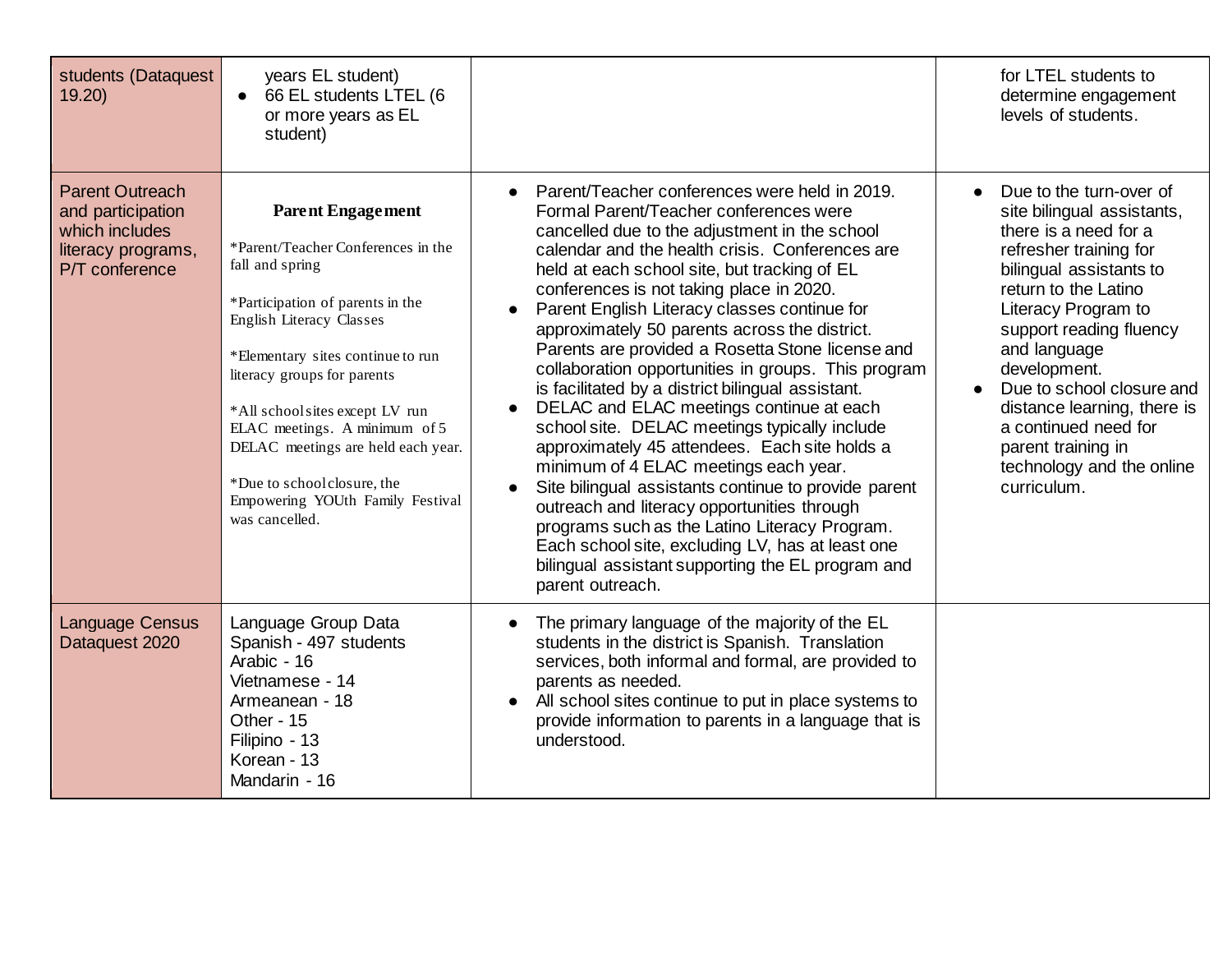| | | | |
|---|---|---|---|
| students (Dataquest 19.20) | years EL student)<br>● 66 EL students LTEL (6 or more years as EL student) | | for LTEL students to determine engagement levels of students. |
| Parent Outreach and participation which includes literacy programs, P/T conference | **Parent Engagement**<br><br>*Parent/Teacher Conferences in the fall and spring<br><br>*Participation of parents in the English Literacy Classes<br><br>*Elementary sites continue to run literacy groups for parents<br><br>*All school sites except LV run ELAC meetings. A minimum of 5 DELAC meetings are held each year.<br><br>*Due to school closure, the Empowering YOUth Family Festival was cancelled. | ● Parent/Teacher conferences were held in 2019. Formal Parent/Teacher conferences were cancelled due to the adjustment in the school calendar and the health crisis. Conferences are held at each school site, but tracking of EL conferences is not taking place in 2020.<br>● Parent English Literacy classes continue for approximately 50 parents across the district. Parents are provided a Rosetta Stone license and collaboration opportunities in groups. This program is facilitated by a district bilingual assistant.<br>● DELAC and ELAC meetings continue at each school site. DELAC meetings typically include approximately 45 attendees. Each site holds a minimum of 4 ELAC meetings each year.<br>● Site bilingual assistants continue to provide parent outreach and literacy opportunities through programs such as the Latino Literacy Program. Each school site, excluding LV, has at least one bilingual assistant supporting the EL program and parent outreach. | ● Due to the turn-over of site bilingual assistants, there is a need for a refresher training for bilingual assistants to return to the Latino Literacy Program to support reading fluency and language development.<br>● Due to school closure and distance learning, there is a continued need for parent training in technology and the online curriculum. |
| Language Census Dataquest 2020 | Language Group Data<br>Spanish - 497 students<br>Arabic - 16<br>Vietnamese - 14<br>Armeanean - 18<br>Other - 15<br>Filipino - 13<br>Korean - 13<br>Mandarin - 16 | ● The primary language of the majority of the EL students in the district is Spanish. Translation services, both informal and formal, are provided to parents as needed.<br>● All school sites continue to put in place systems to provide information to parents in a language that is understood. | |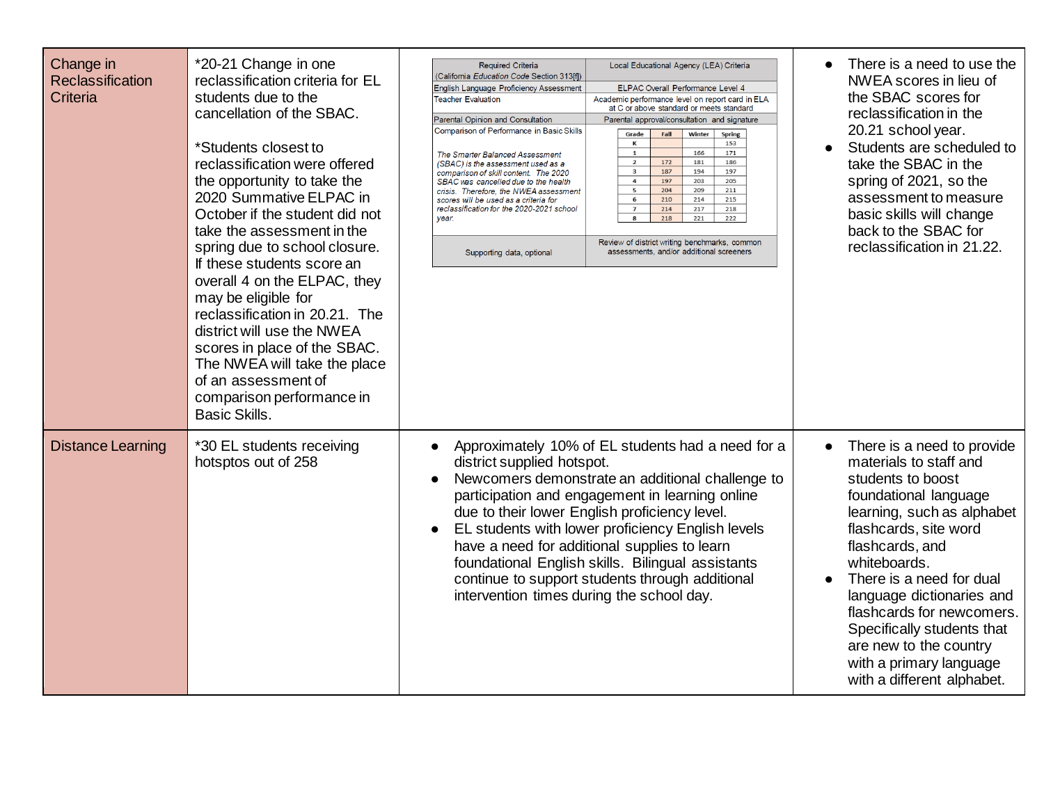| Change in Reclassification Criteria | *20-21 Change in one reclassification criteria for EL students due to the cancellation of the SBAC.<br><br>*Students closest to reclassification were offered the opportunity to take the 2020 Summative ELPAC in October if the student did not take the assessment in the spring due to school closure. If these students score an overall 4 on the ELPAC, they may be eligible for reclassification in 20.21. The district will use the NWEA scores in place of the SBAC. The NWEA will take the place of an assessment of comparison performance in Basic Skills. | (see embedded criteria table below) | • There is a need to use the NWEA scores in lieu of the SBAC scores for reclassification in the 20.21 school year.<br>• Students are scheduled to take the SBAC in the spring of 2021, so the assessment to measure basic skills will change back to the SBAC for reclassification in 21.22. |
|---|---|---|---|
| Distance Learning | *30 EL students receiving hotsptos out of 258 | • Approximately 10% of EL students had a need for a district supplied hotspot.<br>• Newcomers demonstrate an additional challenge to participation and engagement in learning online due to their lower English proficiency level.<br>• EL students with lower proficiency English levels have a need for additional supplies to learn foundational English skills. Bilingual assistants continue to support students through additional intervention times during the school day. | • There is a need to provide materials to staff and students to boost foundational language learning, such as alphabet flashcards, site word flashcards, and whiteboards.<br>• There is a need for dual language dictionaries and flashcards for newcomers. Specifically students that are new to the country with a primary language with a different alphabet. |

| Required Criteria (California *Education Code* Section 313[f]) | Local Educational Agency (LEA) Criteria |
|---|---|
| English Language Proficiency Assessment | ELPAC Overall Performance Level 4 |
| Teacher Evaluation | Academic performance level on report card in ELA at C or above standard or meets standard |
| Parental Opinion and Consultation | Parental approval/consultation and signature |
| Comparison of Performance in Basic Skills<br><br>*The Smarter Balanced Assessment (SBAC) is the assessment used as a comparison of skill content. The 2020 SBAC was cancelled due to the health crisis. Therefore, the NWEA assessment scores will be used as a criteria for reclassification for the 2020-2021 school year.* | (see NWEA score table below) |
| Supporting data, optional | Review of district writing benchmarks, common assessments, and/or additional screeners |

| Grade | Fall | Winter | Spring |
|---|---|---|---|
| K | | | 153 |
| 1 | | 166 | 171 |
| 2 | 172 | 181 | 186 |
| 3 | 187 | 194 | 197 |
| 4 | 197 | 203 | 205 |
| 5 | 204 | 209 | 211 |
| 6 | 210 | 214 | 215 |
| 7 | 214 | 217 | 218 |
| 8 | 218 | 221 | 222 |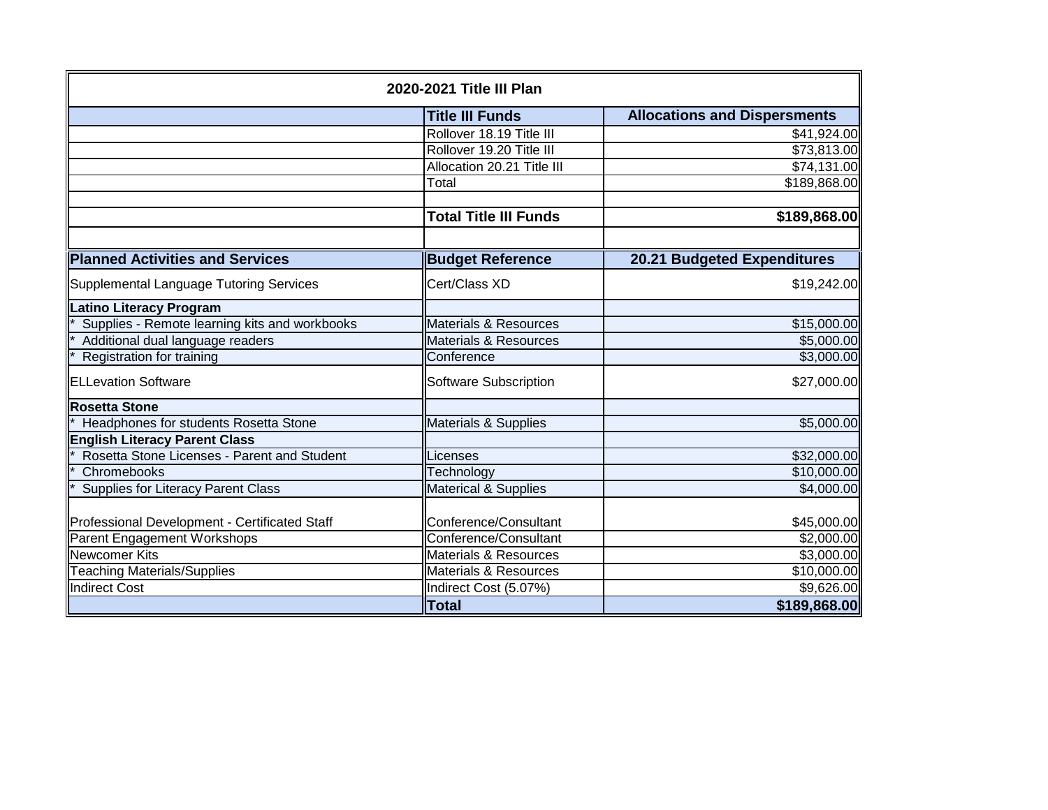| 2020-2021 Title III Plan | | |
|---|---|---|
| | **Title III Funds** | **Allocations and Dispersments** |
| | Rollover 18.19 Title III | $41,924.00 |
| | Rollover 19.20 Title III | $73,813.00 |
| | Allocation 20.21 Title III | $74,131.00 |
| | Total | $189,868.00 |
| | | |
| | **Total Title III Funds** | **$189,868.00** |
| | | |
| **Planned Activities and Services** | **Budget Reference** | **20.21 Budgeted Expenditures** |
| Supplemental Language Tutoring Services | Cert/Class XD | $19,242.00 |
| **Latino Literacy Program** | | |
| * Supplies - Remote learning kits and workbooks | Materials & Resources | $15,000.00 |
| * Additional dual language readers | Materials & Resources | $5,000.00 |
| * Registration for training | Conference | $3,000.00 |
| ELLevation Software | Software Subscription | $27,000.00 |
| **Rosetta Stone** | | |
| * Headphones for students Rosetta Stone | Materials & Supplies | $5,000.00 |
| **English Literacy Parent Class** | | |
| * Rosetta Stone Licenses - Parent and Student | Licenses | $32,000.00 |
| * Chromebooks | Technology | $10,000.00 |
| * Supplies for Literacy Parent Class | Materical & Supplies | $4,000.00 |
| Professional Development - Certificated Staff | Conference/Consultant | $45,000.00 |
| Parent Engagement Workshops | Conference/Consultant | $2,000.00 |
| Newcomer Kits | Materials & Resources | $3,000.00 |
| Teaching Materials/Supplies | Materials & Resources | $10,000.00 |
| Indirect Cost | Indirect Cost (5.07%) | $9,626.00 |
| | **Total** | **$189,868.00** |